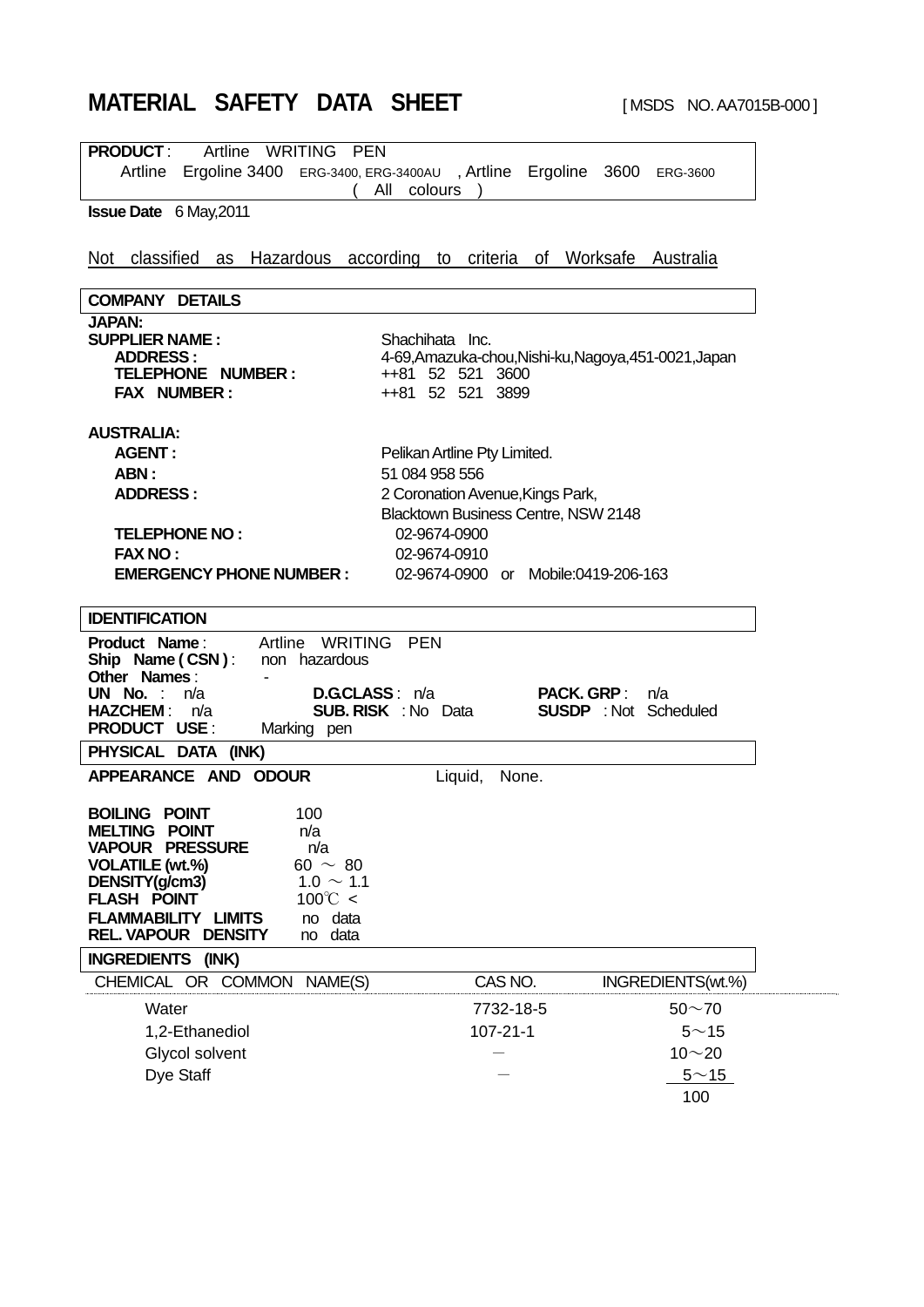# MATERIAL SAFETY DATA SHEET

[ MSDS NO. AA7015B-000 ]

**PRODUCT** : Artline WRITING PEN
Artline Ergoline 3400 ERG-3400, ERG-3400AU , Artline Ergoline 3600 ERG-3600
( All colours )

**Issue Date** 6 May,2011

Not classified as Hazardous according to criteria of Worksafe Australia

## COMPANY DETAILS

**JAPAN:**

| | |
|---|---|
| **SUPPLIER NAME :** | Shachihata Inc. |
| **ADDRESS :** | 4-69,Amazuka-chou,Nishi-ku,Nagoya,451-0021,Japan |
| **TELEPHONE NUMBER :** | ++81 52 521 3600 |
| **FAX NUMBER :** | ++81 52 521 3899 |

**AUSTRALIA:**

| | |
|---|---|
| **AGENT :** | Pelikan Artline Pty Limited. |
| **ABN :** | 51 084 958 556 |
| **ADDRESS :** | 2 Coronation Avenue,Kings Park, Blacktown Business Centre, NSW 2148 |
| **TELEPHONE NO :** | 02-9674-0900 |
| **FAX NO :** | 02-9674-0910 |
| **EMERGENCY PHONE NUMBER :** | 02-9674-0900 or Mobile:0419-206-163 |

## IDENTIFICATION

**Product Name** : Artline WRITING PEN
**Ship Name ( CSN )** : non hazardous
**Other Names** : -
**UN No.** : n/a **D.G.CLASS** : n/a **PACK. GRP** : n/a
**HAZCHEM** : n/a **SUB. RISK** : No Data **SUSDP** : Not Scheduled
**PRODUCT USE** : Marking pen

## PHYSICAL DATA (INK)

**APPEARANCE AND ODOUR** Liquid, None.

| | |
|---|---|
| **BOILING POINT** | 100 |
| **MELTING POINT** | n/a |
| **VAPOUR PRESSURE** | n/a |
| **VOLATILE (wt.%)** | 60 ～ 80 |
| **DENSITY(g/cm3)** | 1.0 ～ 1.1 |
| **FLASH POINT** | 100℃ < |
| **FLAMMABILITY LIMITS** | no data |
| **REL. VAPOUR DENSITY** | no data |

## INGREDIENTS (INK)

| CHEMICAL OR COMMON NAME(S) | CAS NO. | INGREDIENTS(wt.%) |
|---|---|---|
| Water | 7732-18-5 | 50～70 |
| 1,2-Ethanediol | 107-21-1 | 5～15 |
| Glycol solvent | － | 10～20 |
| Dye Staff | － | 5～15 |
| | | 100 |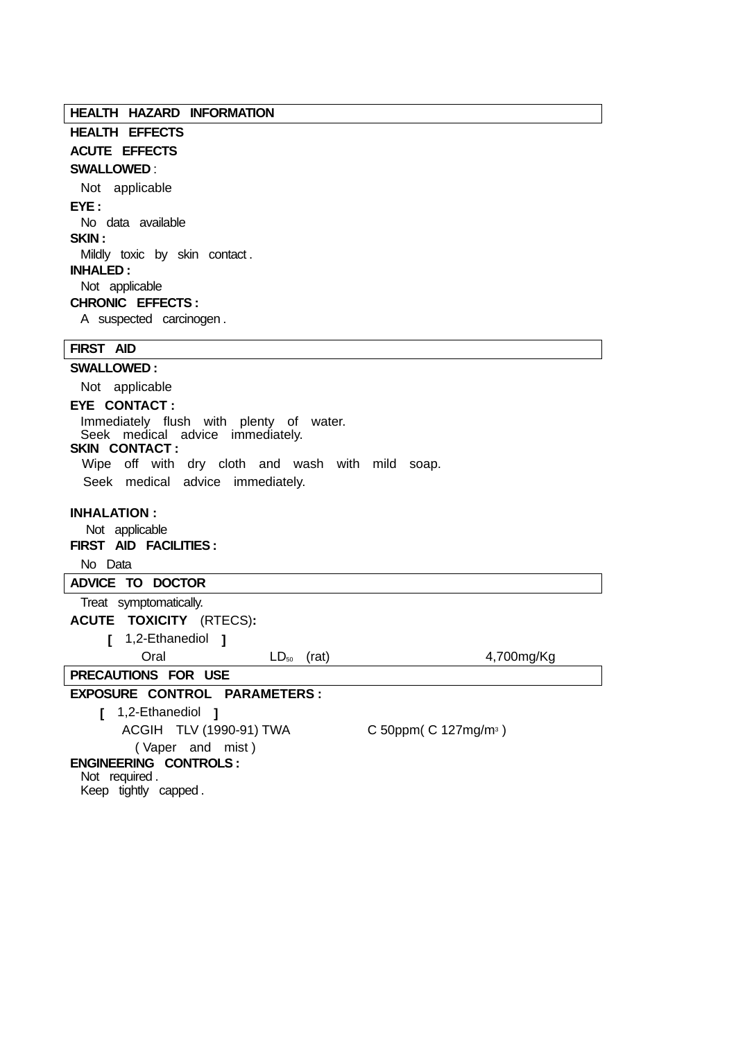## HEALTH HAZARD INFORMATION

**HEALTH EFFECTS**

**ACUTE EFFECTS**

**SWALLOWED :**

Not applicable

**EYE :**

No data available

**SKIN :**

Mildly toxic by skin contact .

**INHALED :**

Not applicable

**CHRONIC EFFECTS :**

A suspected carcinogen .

## FIRST AID

**SWALLOWED :**

Not applicable

**EYE CONTACT :**

Immediately flush with plenty of water.
Seek medical advice immediately.

**SKIN CONTACT :**

Wipe off with dry cloth and wash with mild soap.
Seek medical advice immediately.

**INHALATION :**

Not applicable

**FIRST AID FACILITIES :**

No Data

## ADVICE TO DOCTOR

Treat symptomatically.

**ACUTE TOXICITY** (RTECS)**:**

**[** 1,2-Ethanediol **]**

| Oral | $LD_{50}$ (rat) | 4,700mg/Kg |
|---|---|---|

## PRECAUTIONS FOR USE

**EXPOSURE CONTROL PARAMETERS :**

**[** 1,2-Ethanediol **]**

ACGIH TLV (1990-91) TWA C 50ppm( C 127mg/$m^3$ )
( Vaper and mist )

**ENGINEERING CONTROLS :**

Not required .
Keep tightly capped .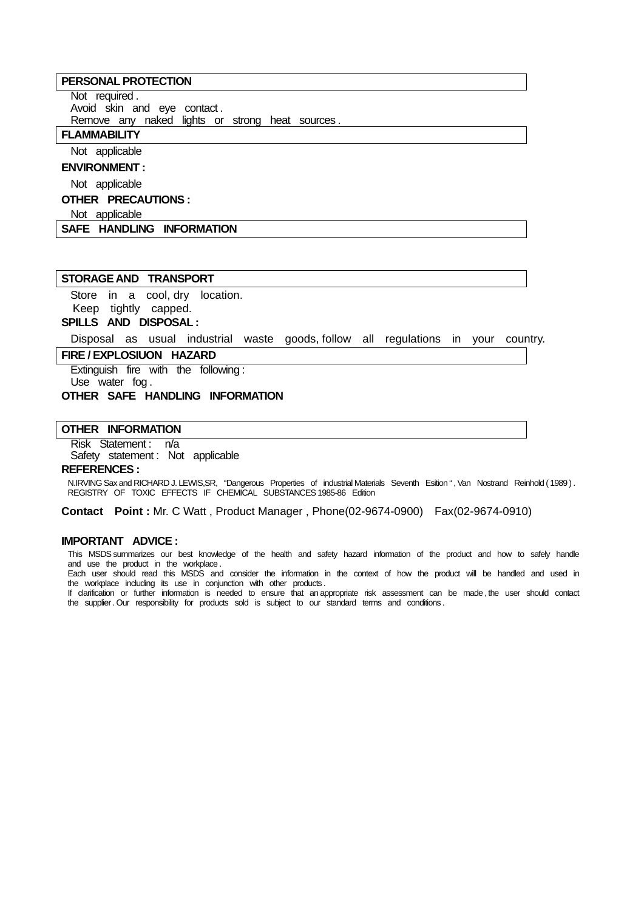## PERSONAL PROTECTION

Not required .
Avoid skin and eye contact .
Remove any naked lights or strong heat sources .

## FLAMMABILITY

Not applicable

**ENVIRONMENT :**

Not applicable

**OTHER PRECAUTIONS :**

Not applicable

## SAFE HANDLING INFORMATION

## STORAGE AND TRANSPORT

Store in a cool, dry location.
Keep tightly capped.

**SPILLS AND DISPOSAL :**

Disposal as usual industrial waste goods, follow all regulations in your country.

## FIRE / EXPLOSIUON HAZARD

Extinguish fire with the following :
Use water fog .

**OTHER SAFE HANDLING INFORMATION**

## OTHER INFORMATION

Risk Statement : n/a
Safety statement : Not applicable

**REFERENCES :**

N.IRVING Sax and RICHARD J. LEWIS,SR, "Dangerous Properties of industrial Materials Seventh Esition " , Van Nostrand Reinhold ( 1989 ) .
REGISTRY OF TOXIC EFFECTS IF CHEMICAL SUBSTANCES 1985-86 Edition

**Contact Point :** Mr. C Watt , Product Manager , Phone(02-9674-0900) Fax(02-9674-0910)

**IMPORTANT ADVICE :**

This MSDS summarizes our best knowledge of the health and safety hazard information of the product and how to safely handle and use the product in the workplace .
Each user should read this MSDS and consider the information in the context of how the product will be handled and used in the workplace including its use in conjunction with other products .
If clarification or further information is needed to ensure that an appropriate risk assessment can be made , the user should contact the supplier . Our responsibility for products sold is subject to our standard terms and conditions .